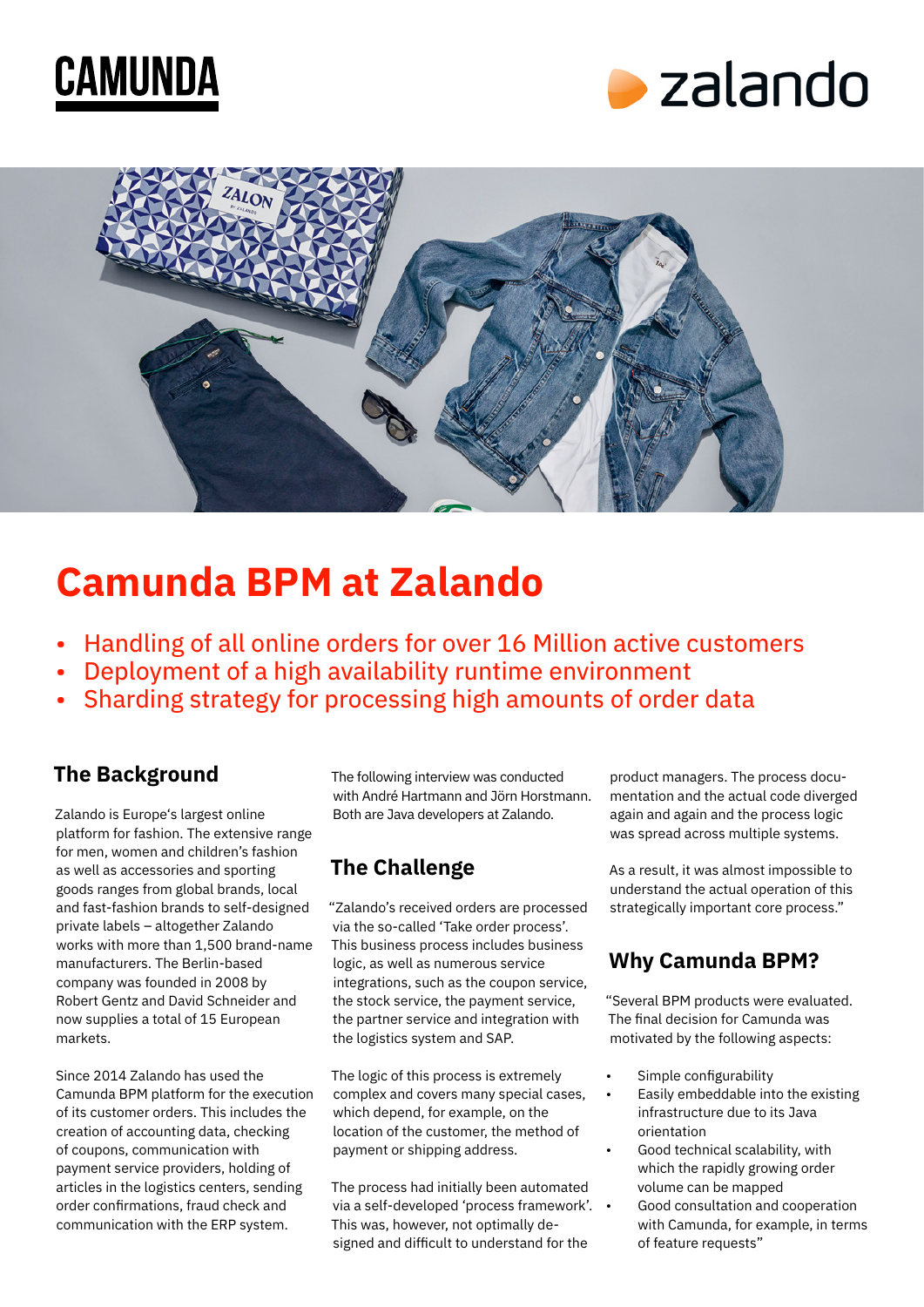CAMUNDA

zalando

# Camunda BPM at Zalando

- Handling of all online orders for over 16 Million active customers
- Deployment of a high availability runtime environment
- Sharding strategy for processing high amounts of order data

## The Background

Zalando is Europe's largest online platform for fashion. The extensive range for men, women and children's fashion as well as accessories and sporting goods ranges from global brands, local and fast-fashion brands to self-designed private labels – altogether Zalando works with more than 1,500 brand-name manufacturers. The Berlin-based company was founded in 2008 by Robert Gentz and David Schneider and now supplies a total of 15 European markets.

Since 2014 Zalando has used the Camunda BPM platform for the execution of its customer orders. This includes the creation of accounting data, checking of coupons, communication with payment service providers, holding of articles in the logistics centers, sending order confirmations, fraud check and communication with the ERP system.

The following interview was conducted with André Hartmann and Jörn Horstmann. Both are Java developers at Zalando.

## The Challenge

"Zalando's received orders are processed via the so-called 'Take order process'. This business process includes business logic, as well as numerous service integrations, such as the coupon service, the stock service, the payment service, the partner service and integration with the logistics system and SAP.

The logic of this process is extremely complex and covers many special cases, which depend, for example, on the location of the customer, the method of payment or shipping address.

The process had initially been automated via a self-developed 'process framework'. This was, however, not optimally designed and difficult to understand for the product managers. The process documentation and the actual code diverged again and again and the process logic was spread across multiple systems.

As a result, it was almost impossible to understand the actual operation of this strategically important core process."

## Why Camunda BPM?

"Several BPM products were evaluated. The final decision for Camunda was motivated by the following aspects:

- Simple configurability
- Easily embeddable into the existing infrastructure due to its Java orientation
- Good technical scalability, with which the rapidly growing order volume can be mapped
- Good consultation and cooperation with Camunda, for example, in terms of feature requests"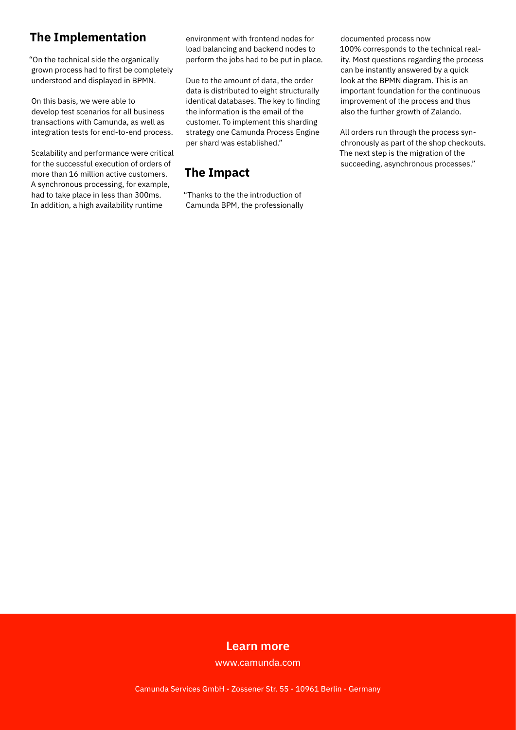## The Implementation

"On the technical side the organically grown process had to first be completely understood and displayed in BPMN.

On this basis, we were able to develop test scenarios for all business transactions with Camunda, as well as integration tests for end-to-end process.

Scalability and performance were critical for the successful execution of orders of more than 16 million active customers. A synchronous processing, for example, had to take place in less than 300ms. In addition, a high availability runtime environment with frontend nodes for load balancing and backend nodes to perform the jobs had to be put in place.

Due to the amount of data, the order data is distributed to eight structurally identical databases. The key to finding the information is the email of the customer. To implement this sharding strategy one Camunda Process Engine per shard was established."

## The Impact

"Thanks to the the introduction of Camunda BPM, the professionally documented process now 100% corresponds to the technical reality. Most questions regarding the process can be instantly answered by a quick look at the BPMN diagram. This is an important foundation for the continuous improvement of the process and thus also the further growth of Zalando.

All orders run through the process synchronously as part of the shop checkouts. The next step is the migration of the succeeding, asynchronous processes."

**Learn more**

www.camunda.com

Camunda Services GmbH - Zossener Str. 55 - 10961 Berlin - Germany